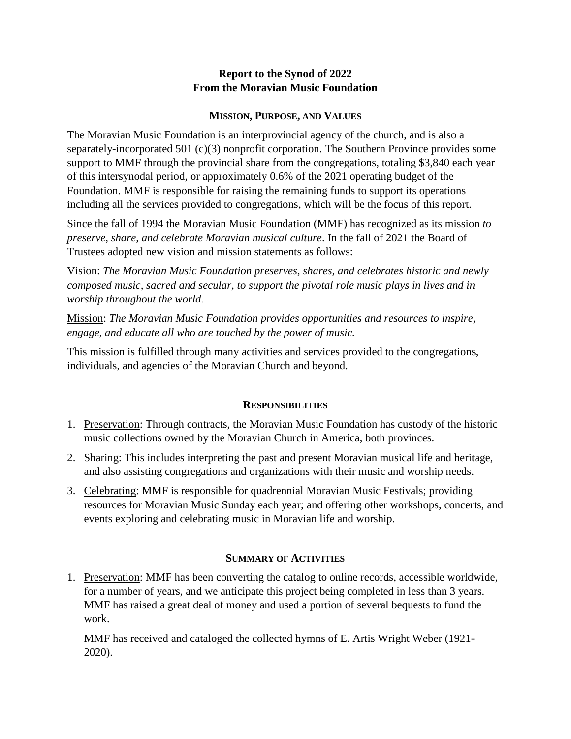# Report to the Synod of 2022
# From the Moravian Music Foundation

## MISSION, PURPOSE, AND VALUES

The Moravian Music Foundation is an interprovincial agency of the church, and is also a separately-incorporated 501 (c)(3) nonprofit corporation. The Southern Province provides some support to MMF through the provincial share from the congregations, totaling $3,840 each year of this intersynodal period, or approximately 0.6% of the 2021 operating budget of the Foundation. MMF is responsible for raising the remaining funds to support its operations including all the services provided to congregations, which will be the focus of this report.

Since the fall of 1994 the Moravian Music Foundation (MMF) has recognized as its mission *to preserve, share, and celebrate Moravian musical culture*. In the fall of 2021 the Board of Trustees adopted new vision and mission statements as follows:

Vision: *The Moravian Music Foundation preserves, shares, and celebrates historic and newly composed music, sacred and secular, to support the pivotal role music plays in lives and in worship throughout the world.*

Mission: *The Moravian Music Foundation provides opportunities and resources to inspire, engage, and educate all who are touched by the power of music.*

This mission is fulfilled through many activities and services provided to the congregations, individuals, and agencies of the Moravian Church and beyond.

## RESPONSIBILITIES

1. Preservation: Through contracts, the Moravian Music Foundation has custody of the historic music collections owned by the Moravian Church in America, both provinces.
2. Sharing: This includes interpreting the past and present Moravian musical life and heritage, and also assisting congregations and organizations with their music and worship needs.
3. Celebrating: MMF is responsible for quadrennial Moravian Music Festivals; providing resources for Moravian Music Sunday each year; and offering other workshops, concerts, and events exploring and celebrating music in Moravian life and worship.

## SUMMARY OF ACTIVITIES

1. Preservation: MMF has been converting the catalog to online records, accessible worldwide, for a number of years, and we anticipate this project being completed in less than 3 years. MMF has raised a great deal of money and used a portion of several bequests to fund the work.

   MMF has received and cataloged the collected hymns of E. Artis Wright Weber (1921-2020).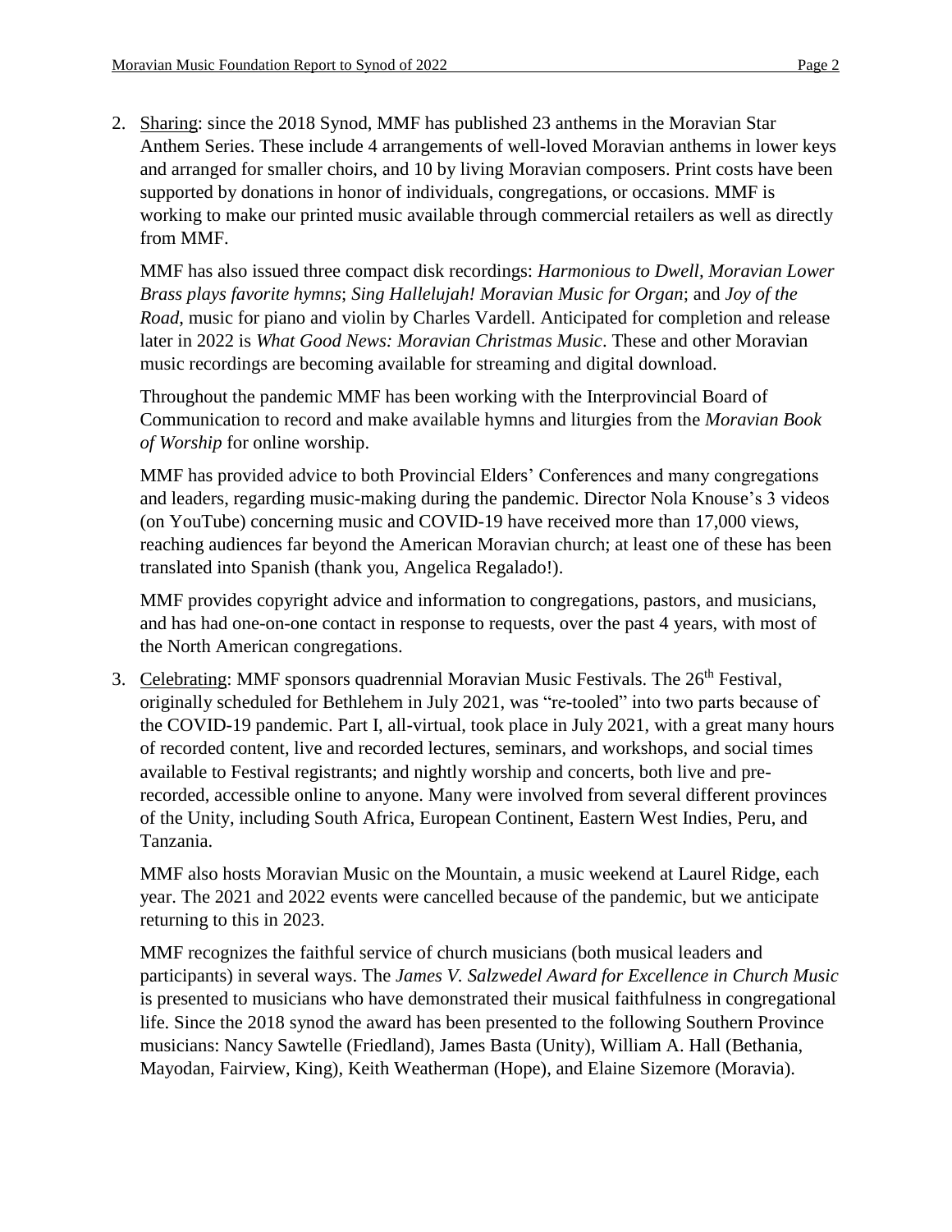2. Sharing: since the 2018 Synod, MMF has published 23 anthems in the Moravian Star Anthem Series. These include 4 arrangements of well-loved Moravian anthems in lower keys and arranged for smaller choirs, and 10 by living Moravian composers. Print costs have been supported by donations in honor of individuals, congregations, or occasions. MMF is working to make our printed music available through commercial retailers as well as directly from MMF.

   MMF has also issued three compact disk recordings: *Harmonious to Dwell, Moravian Lower Brass plays favorite hymns*; *Sing Hallelujah! Moravian Music for Organ*; and *Joy of the Road*, music for piano and violin by Charles Vardell. Anticipated for completion and release later in 2022 is *What Good News: Moravian Christmas Music*. These and other Moravian music recordings are becoming available for streaming and digital download.

   Throughout the pandemic MMF has been working with the Interprovincial Board of Communication to record and make available hymns and liturgies from the *Moravian Book of Worship* for online worship.

   MMF has provided advice to both Provincial Elders' Conferences and many congregations and leaders, regarding music-making during the pandemic. Director Nola Knouse's 3 videos (on YouTube) concerning music and COVID-19 have received more than 17,000 views, reaching audiences far beyond the American Moravian church; at least one of these has been translated into Spanish (thank you, Angelica Regalado!).

   MMF provides copyright advice and information to congregations, pastors, and musicians, and has had one-on-one contact in response to requests, over the past 4 years, with most of the North American congregations.

3. Celebrating: MMF sponsors quadrennial Moravian Music Festivals. The 26th Festival, originally scheduled for Bethlehem in July 2021, was "re-tooled" into two parts because of the COVID-19 pandemic. Part I, all-virtual, took place in July 2021, with a great many hours of recorded content, live and recorded lectures, seminars, and workshops, and social times available to Festival registrants; and nightly worship and concerts, both live and pre-recorded, accessible online to anyone. Many were involved from several different provinces of the Unity, including South Africa, European Continent, Eastern West Indies, Peru, and Tanzania.

   MMF also hosts Moravian Music on the Mountain, a music weekend at Laurel Ridge, each year. The 2021 and 2022 events were cancelled because of the pandemic, but we anticipate returning to this in 2023.

   MMF recognizes the faithful service of church musicians (both musical leaders and participants) in several ways. The *James V. Salzwedel Award for Excellence in Church Music* is presented to musicians who have demonstrated their musical faithfulness in congregational life. Since the 2018 synod the award has been presented to the following Southern Province musicians: Nancy Sawtelle (Friedland), James Basta (Unity), William A. Hall (Bethania, Mayodan, Fairview, King), Keith Weatherman (Hope), and Elaine Sizemore (Moravia).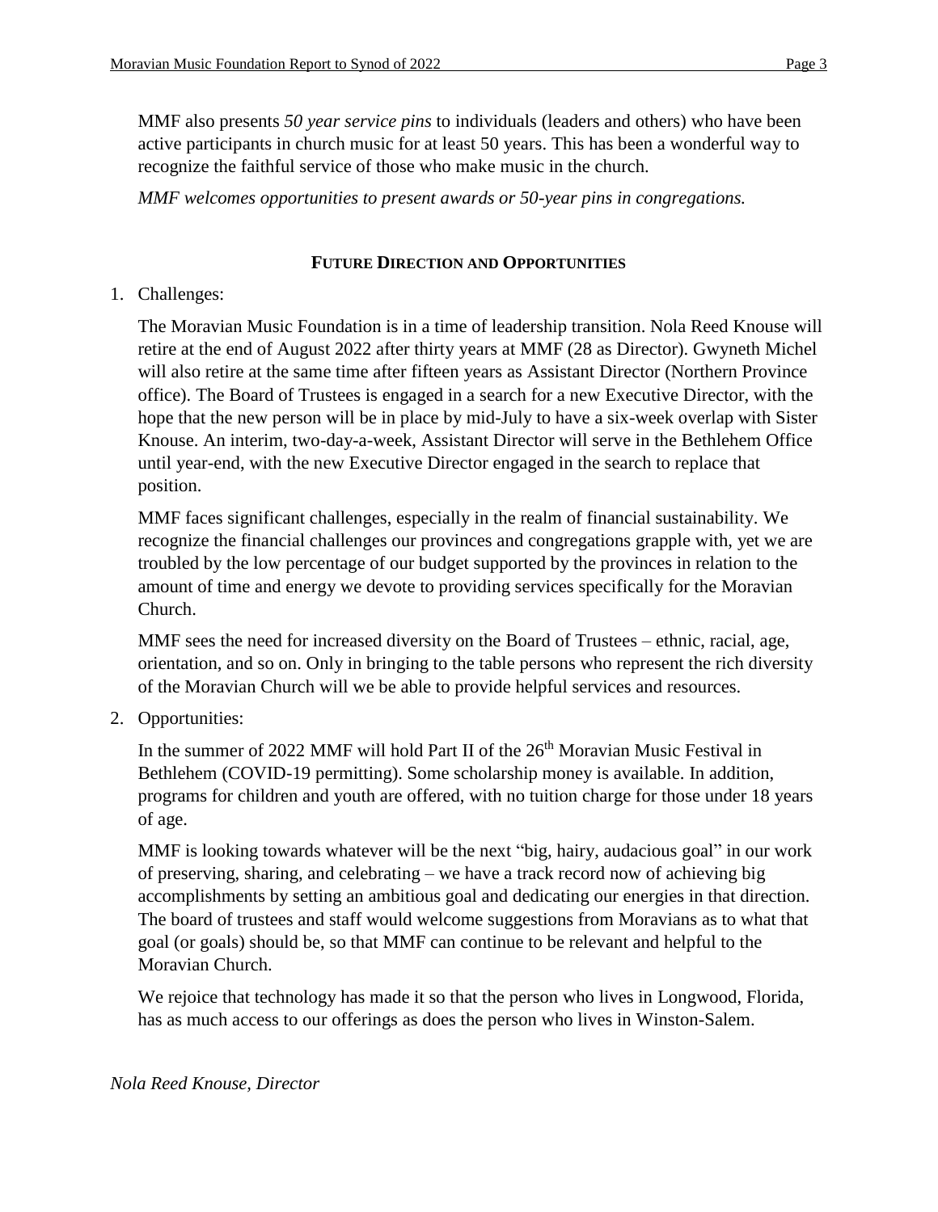MMF also presents *50 year service pins* to individuals (leaders and others) who have been active participants in church music for at least 50 years. This has been a wonderful way to recognize the faithful service of those who make music in the church.

*MMF welcomes opportunities to present awards or 50-year pins in congregations.*

## FUTURE DIRECTION AND OPPORTUNITIES

1. Challenges:

   The Moravian Music Foundation is in a time of leadership transition. Nola Reed Knouse will retire at the end of August 2022 after thirty years at MMF (28 as Director). Gwyneth Michel will also retire at the same time after fifteen years as Assistant Director (Northern Province office). The Board of Trustees is engaged in a search for a new Executive Director, with the hope that the new person will be in place by mid-July to have a six-week overlap with Sister Knouse. An interim, two-day-a-week, Assistant Director will serve in the Bethlehem Office until year-end, with the new Executive Director engaged in the search to replace that position.

   MMF faces significant challenges, especially in the realm of financial sustainability. We recognize the financial challenges our provinces and congregations grapple with, yet we are troubled by the low percentage of our budget supported by the provinces in relation to the amount of time and energy we devote to providing services specifically for the Moravian Church.

   MMF sees the need for increased diversity on the Board of Trustees – ethnic, racial, age, orientation, and so on. Only in bringing to the table persons who represent the rich diversity of the Moravian Church will we be able to provide helpful services and resources.

2. Opportunities:

   In the summer of 2022 MMF will hold Part II of the 26th Moravian Music Festival in Bethlehem (COVID-19 permitting). Some scholarship money is available. In addition, programs for children and youth are offered, with no tuition charge for those under 18 years of age.

   MMF is looking towards whatever will be the next "big, hairy, audacious goal" in our work of preserving, sharing, and celebrating – we have a track record now of achieving big accomplishments by setting an ambitious goal and dedicating our energies in that direction. The board of trustees and staff would welcome suggestions from Moravians as to what that goal (or goals) should be, so that MMF can continue to be relevant and helpful to the Moravian Church.

   We rejoice that technology has made it so that the person who lives in Longwood, Florida, has as much access to our offerings as does the person who lives in Winston-Salem.

*Nola Reed Knouse, Director*